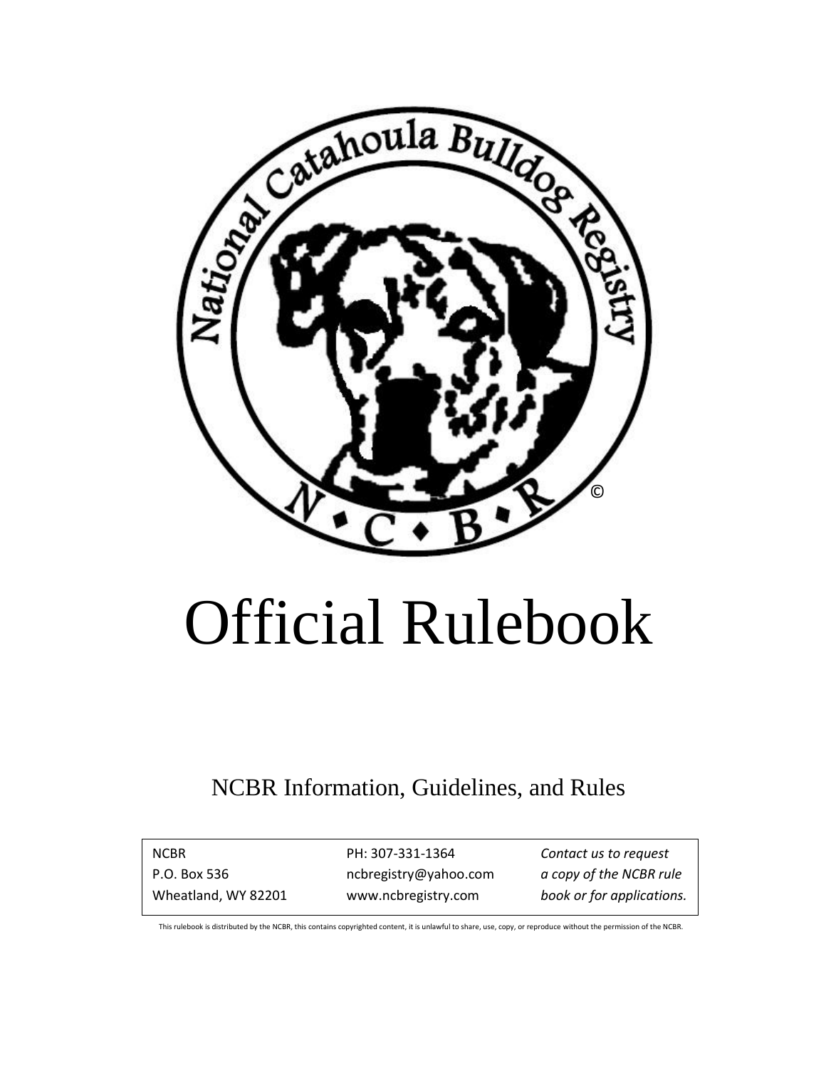National Catahoula Bulldog Registry

N•C•B•R ©

# Official Rulebook

NCBR Information, Guidelines, and Rules

| NCBR | PH: 307-331-1364 | *Contact us to request* |
| --- | --- | --- |
| P.O. Box 536 | ncbregistry@yahoo.com | *a copy of the NCBR rule* |
| Wheatland, WY 82201 | www.ncbregistry.com | *book or for applications.* |

This rulebook is distributed by the NCBR, this contains copyrighted content, it is unlawful to share, use, copy, or reproduce without the permission of the NCBR.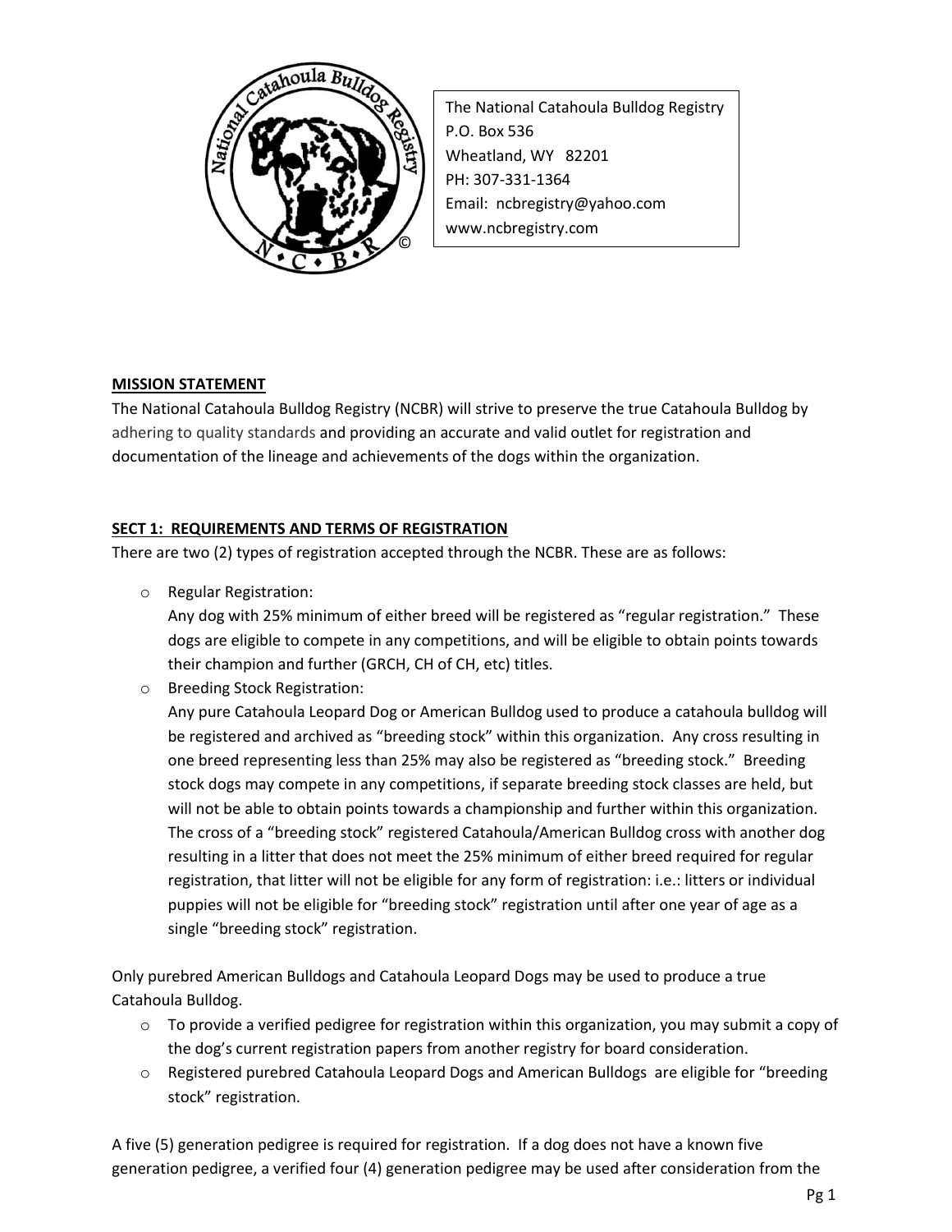The National Catahoula Bulldog Registry
P.O. Box 536
Wheatland, WY 82201
PH: 307-331-1364
Email: ncbregistry@yahoo.com
www.ncbregistry.com

**MISSION STATEMENT**

The National Catahoula Bulldog Registry (NCBR) will strive to preserve the true Catahoula Bulldog by adhering to quality standards and providing an accurate and valid outlet for registration and documentation of the lineage and achievements of the dogs within the organization.

**SECT 1: REQUIREMENTS AND TERMS OF REGISTRATION**

There are two (2) types of registration accepted through the NCBR. These are as follows:

- Regular Registration:
  Any dog with 25% minimum of either breed will be registered as "regular registration." These dogs are eligible to compete in any competitions, and will be eligible to obtain points towards their champion and further (GRCH, CH of CH, etc) titles.
- Breeding Stock Registration:
  Any pure Catahoula Leopard Dog or American Bulldog used to produce a catahoula bulldog will be registered and archived as "breeding stock" within this organization. Any cross resulting in one breed representing less than 25% may also be registered as "breeding stock." Breeding stock dogs may compete in any competitions, if separate breeding stock classes are held, but will not be able to obtain points towards a championship and further within this organization. The cross of a "breeding stock" registered Catahoula/American Bulldog cross with another dog resulting in a litter that does not meet the 25% minimum of either breed required for regular registration, that litter will not be eligible for any form of registration: i.e.: litters or individual puppies will not be eligible for "breeding stock" registration until after one year of age as a single "breeding stock" registration.

Only purebred American Bulldogs and Catahoula Leopard Dogs may be used to produce a true Catahoula Bulldog.

- To provide a verified pedigree for registration within this organization, you may submit a copy of the dog's current registration papers from another registry for board consideration.
- Registered purebred Catahoula Leopard Dogs and American Bulldogs are eligible for "breeding stock" registration.

A five (5) generation pedigree is required for registration. If a dog does not have a known five generation pedigree, a verified four (4) generation pedigree may be used after consideration from the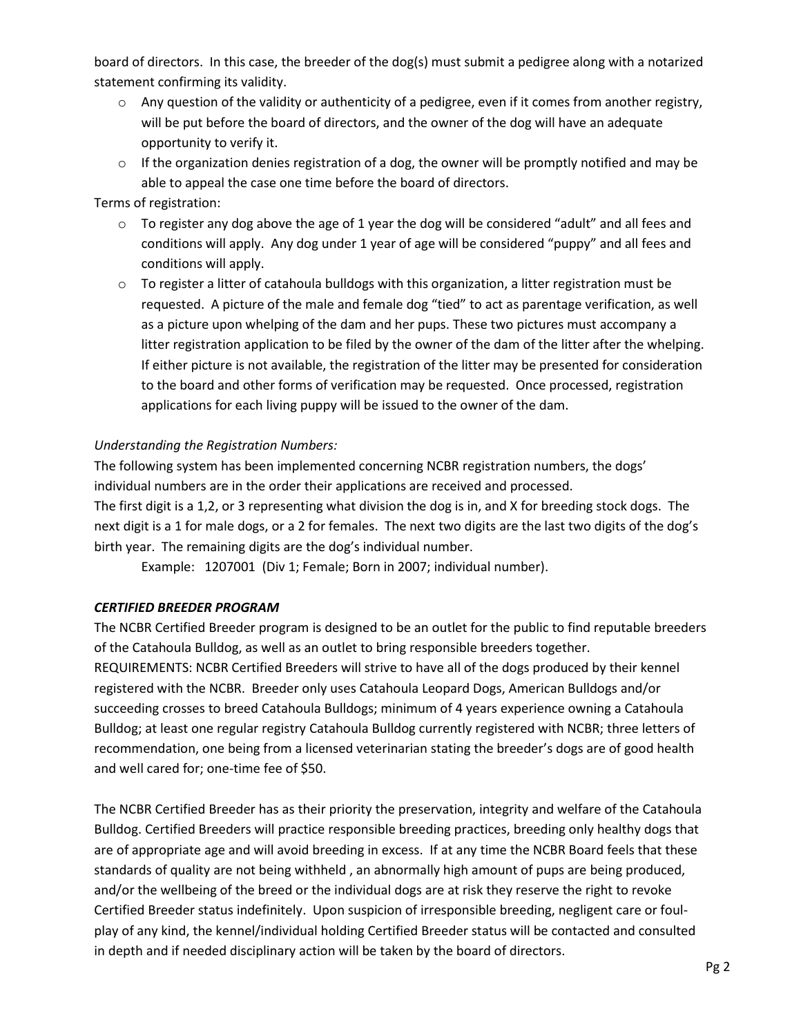board of directors. In this case, the breeder of the dog(s) must submit a pedigree along with a notarized statement confirming its validity.

- Any question of the validity or authenticity of a pedigree, even if it comes from another registry, will be put before the board of directors, and the owner of the dog will have an adequate opportunity to verify it.
- If the organization denies registration of a dog, the owner will be promptly notified and may be able to appeal the case one time before the board of directors.

Terms of registration:

- To register any dog above the age of 1 year the dog will be considered “adult” and all fees and conditions will apply. Any dog under 1 year of age will be considered “puppy” and all fees and conditions will apply.
- To register a litter of catahoula bulldogs with this organization, a litter registration must be requested. A picture of the male and female dog “tied” to act as parentage verification, as well as a picture upon whelping of the dam and her pups. These two pictures must accompany a litter registration application to be filed by the owner of the dam of the litter after the whelping. If either picture is not available, the registration of the litter may be presented for consideration to the board and other forms of verification may be requested. Once processed, registration applications for each living puppy will be issued to the owner of the dam.

*Understanding the Registration Numbers:*

The following system has been implemented concerning NCBR registration numbers, the dogs’ individual numbers are in the order their applications are received and processed.
The first digit is a 1,2, or 3 representing what division the dog is in, and X for breeding stock dogs. The next digit is a 1 for male dogs, or a 2 for females. The next two digits are the last two digits of the dog’s birth year. The remaining digits are the dog’s individual number.

Example: 1207001 (Div 1; Female; Born in 2007; individual number).

***CERTIFIED BREEDER PROGRAM***

The NCBR Certified Breeder program is designed to be an outlet for the public to find reputable breeders of the Catahoula Bulldog, as well as an outlet to bring responsible breeders together.
REQUIREMENTS: NCBR Certified Breeders will strive to have all of the dogs produced by their kennel registered with the NCBR. Breeder only uses Catahoula Leopard Dogs, American Bulldogs and/or succeeding crosses to breed Catahoula Bulldogs; minimum of 4 years experience owning a Catahoula Bulldog; at least one regular registry Catahoula Bulldog currently registered with NCBR; three letters of recommendation, one being from a licensed veterinarian stating the breeder’s dogs are of good health and well cared for; one-time fee of $50.

The NCBR Certified Breeder has as their priority the preservation, integrity and welfare of the Catahoula Bulldog. Certified Breeders will practice responsible breeding practices, breeding only healthy dogs that are of appropriate age and will avoid breeding in excess. If at any time the NCBR Board feels that these standards of quality are not being withheld , an abnormally high amount of pups are being produced, and/or the wellbeing of the breed or the individual dogs are at risk they reserve the right to revoke Certified Breeder status indefinitely. Upon suspicion of irresponsible breeding, negligent care or foul-play of any kind, the kennel/individual holding Certified Breeder status will be contacted and consulted in depth and if needed disciplinary action will be taken by the board of directors.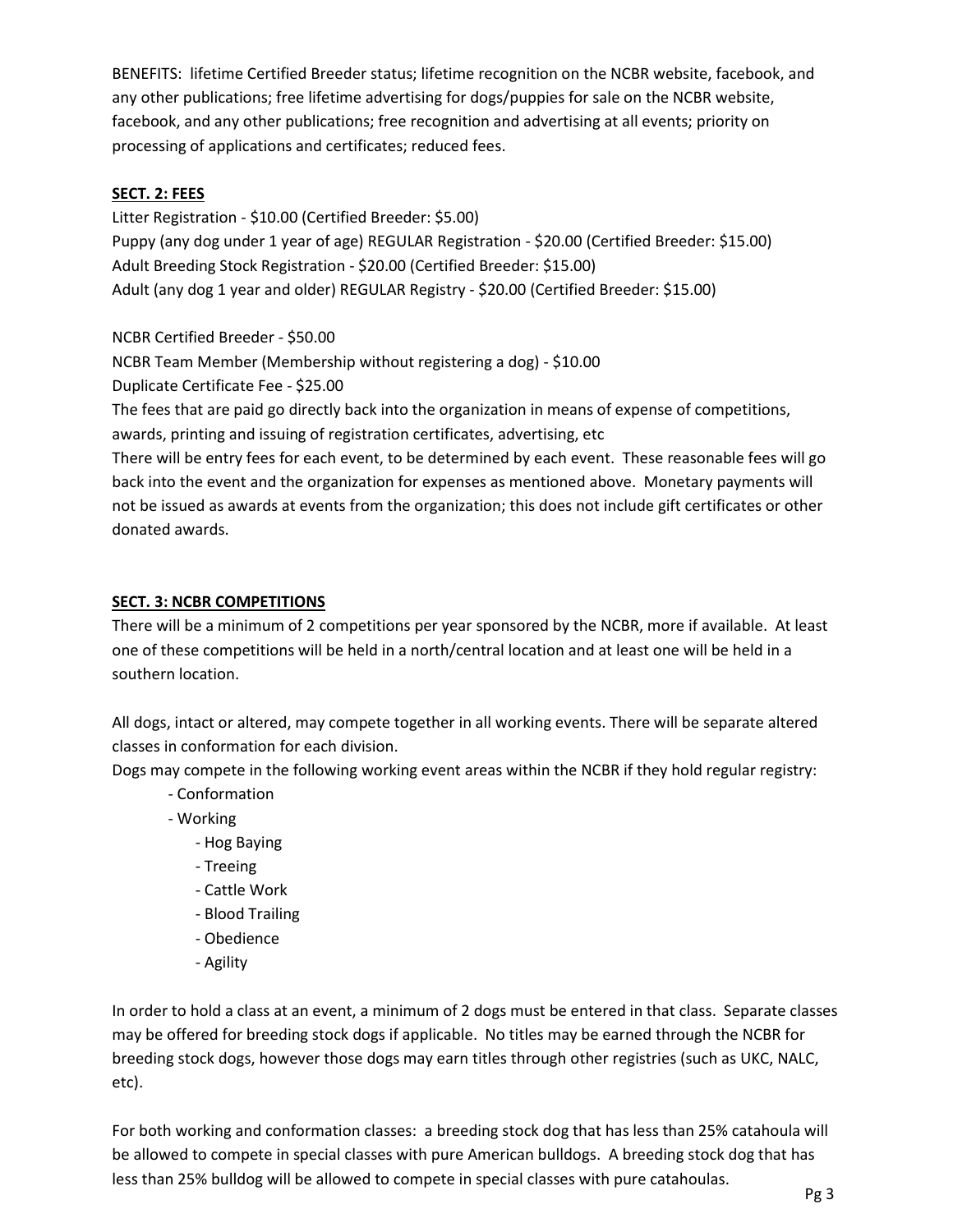BENEFITS: lifetime Certified Breeder status; lifetime recognition on the NCBR website, facebook, and any other publications; free lifetime advertising for dogs/puppies for sale on the NCBR website, facebook, and any other publications; free recognition and advertising at all events; priority on processing of applications and certificates; reduced fees.

**SECT. 2: FEES**

Litter Registration - $10.00 (Certified Breeder: $5.00)
Puppy (any dog under 1 year of age) REGULAR Registration - $20.00 (Certified Breeder: $15.00)
Adult Breeding Stock Registration - $20.00 (Certified Breeder: $15.00)
Adult (any dog 1 year and older) REGULAR Registry - $20.00 (Certified Breeder: $15.00)

NCBR Certified Breeder - $50.00
NCBR Team Member (Membership without registering a dog) - $10.00
Duplicate Certificate Fee - $25.00
The fees that are paid go directly back into the organization in means of expense of competitions, awards, printing and issuing of registration certificates, advertising, etc
There will be entry fees for each event, to be determined by each event. These reasonable fees will go back into the event and the organization for expenses as mentioned above. Monetary payments will not be issued as awards at events from the organization; this does not include gift certificates or other donated awards.

**SECT. 3: NCBR COMPETITIONS**

There will be a minimum of 2 competitions per year sponsored by the NCBR, more if available. At least one of these competitions will be held in a north/central location and at least one will be held in a southern location.

All dogs, intact or altered, may compete together in all working events. There will be separate altered classes in conformation for each division.
Dogs may compete in the following working event areas within the NCBR if they hold regular registry:

- Conformation
- Working
    - Hog Baying
    - Treeing
    - Cattle Work
    - Blood Trailing
    - Obedience
    - Agility

In order to hold a class at an event, a minimum of 2 dogs must be entered in that class. Separate classes may be offered for breeding stock dogs if applicable. No titles may be earned through the NCBR for breeding stock dogs, however those dogs may earn titles through other registries (such as UKC, NALC, etc).

For both working and conformation classes: a breeding stock dog that has less than 25% catahoula will be allowed to compete in special classes with pure American bulldogs. A breeding stock dog that has less than 25% bulldog will be allowed to compete in special classes with pure catahoulas.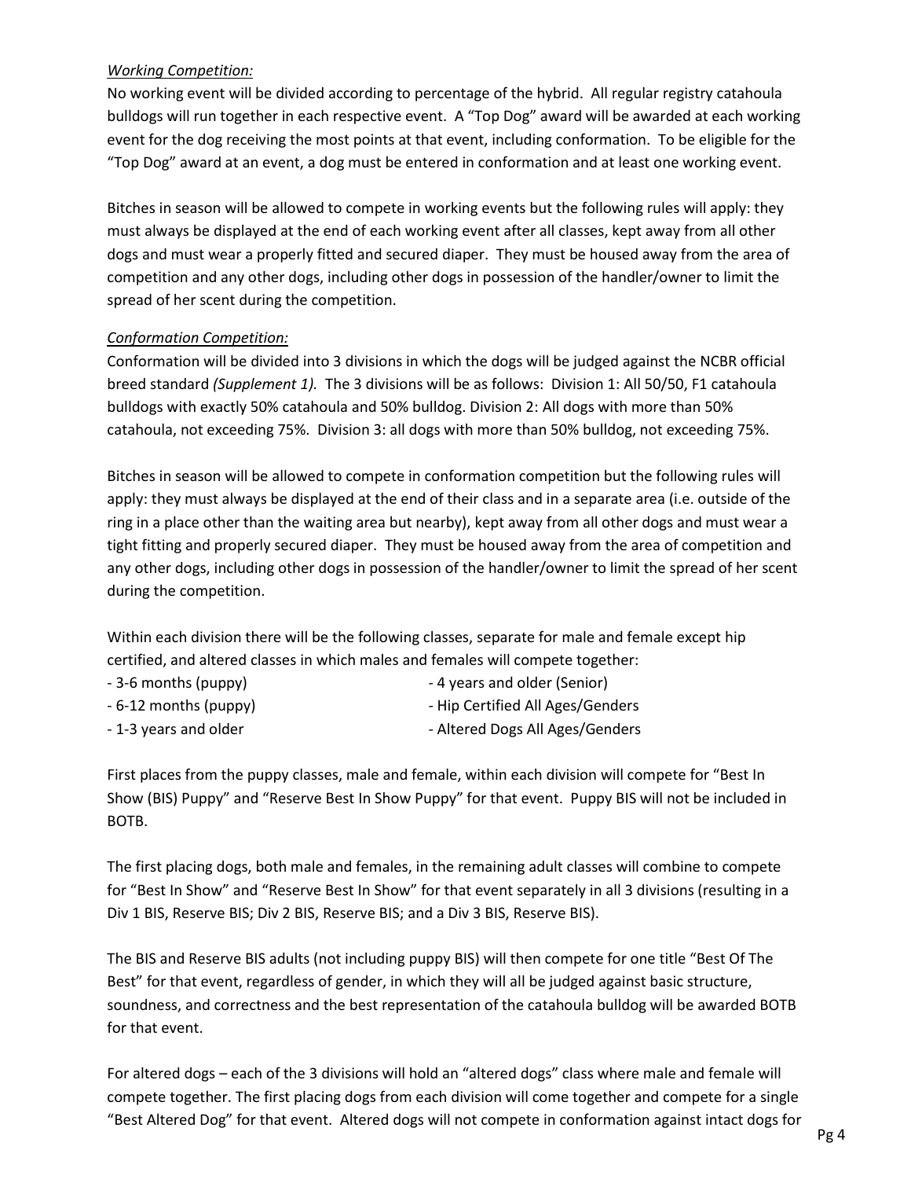*Working Competition:*

No working event will be divided according to percentage of the hybrid. All regular registry catahoula bulldogs will run together in each respective event. A "Top Dog" award will be awarded at each working event for the dog receiving the most points at that event, including conformation. To be eligible for the "Top Dog" award at an event, a dog must be entered in conformation and at least one working event.

Bitches in season will be allowed to compete in working events but the following rules will apply: they must always be displayed at the end of each working event after all classes, kept away from all other dogs and must wear a properly fitted and secured diaper. They must be housed away from the area of competition and any other dogs, including other dogs in possession of the handler/owner to limit the spread of her scent during the competition.

*Conformation Competition:*

Conformation will be divided into 3 divisions in which the dogs will be judged against the NCBR official breed standard *(Supplement 1).* The 3 divisions will be as follows: Division 1: All 50/50, F1 catahoula bulldogs with exactly 50% catahoula and 50% bulldog. Division 2: All dogs with more than 50% catahoula, not exceeding 75%. Division 3: all dogs with more than 50% bulldog, not exceeding 75%.

Bitches in season will be allowed to compete in conformation competition but the following rules will apply: they must always be displayed at the end of their class and in a separate area (i.e. outside of the ring in a place other than the waiting area but nearby), kept away from all other dogs and must wear a tight fitting and properly secured diaper. They must be housed away from the area of competition and any other dogs, including other dogs in possession of the handler/owner to limit the spread of her scent during the competition.

Within each division there will be the following classes, separate for male and female except hip certified, and altered classes in which males and females will compete together:

- 3-6 months (puppy)
- 6-12 months (puppy)
- 1-3 years and older
- 4 years and older (Senior)
- Hip Certified All Ages/Genders
- Altered Dogs All Ages/Genders

First places from the puppy classes, male and female, within each division will compete for "Best In Show (BIS) Puppy" and "Reserve Best In Show Puppy" for that event. Puppy BIS will not be included in BOTB.

The first placing dogs, both male and females, in the remaining adult classes will combine to compete for "Best In Show" and "Reserve Best In Show" for that event separately in all 3 divisions (resulting in a Div 1 BIS, Reserve BIS; Div 2 BIS, Reserve BIS; and a Div 3 BIS, Reserve BIS).

The BIS and Reserve BIS adults (not including puppy BIS) will then compete for one title "Best Of The Best" for that event, regardless of gender, in which they will all be judged against basic structure, soundness, and correctness and the best representation of the catahoula bulldog will be awarded BOTB for that event.

For altered dogs – each of the 3 divisions will hold an "altered dogs" class where male and female will compete together. The first placing dogs from each division will come together and compete for a single "Best Altered Dog" for that event. Altered dogs will not compete in conformation against intact dogs for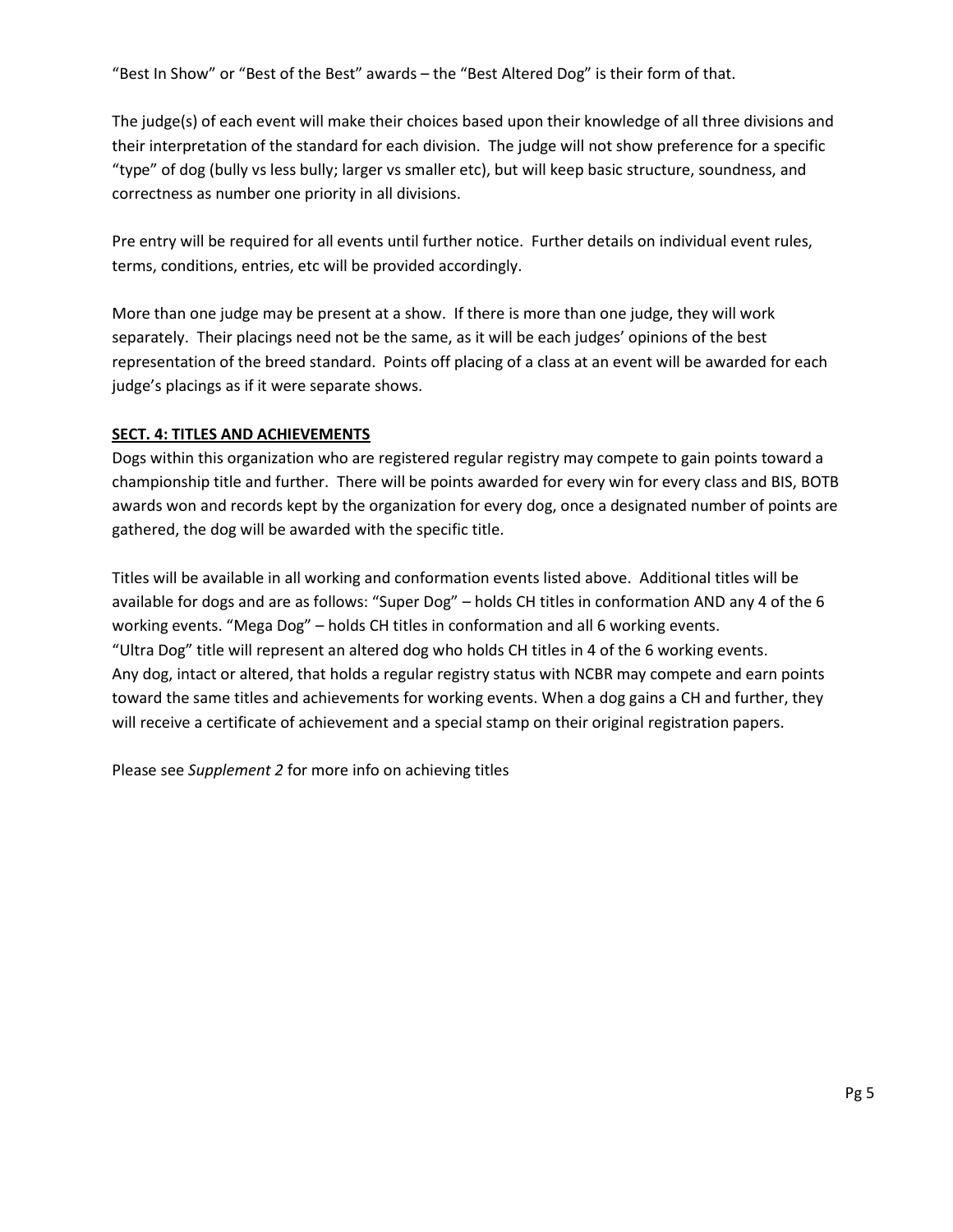"Best In Show" or "Best of the Best" awards – the "Best Altered Dog" is their form of that.

The judge(s) of each event will make their choices based upon their knowledge of all three divisions and their interpretation of the standard for each division. The judge will not show preference for a specific "type" of dog (bully vs less bully; larger vs smaller etc), but will keep basic structure, soundness, and correctness as number one priority in all divisions.

Pre entry will be required for all events until further notice. Further details on individual event rules, terms, conditions, entries, etc will be provided accordingly.

More than one judge may be present at a show. If there is more than one judge, they will work separately. Their placings need not be the same, as it will be each judges' opinions of the best representation of the breed standard. Points off placing of a class at an event will be awarded for each judge's placings as if it were separate shows.

## SECT. 4: TITLES AND ACHIEVEMENTS

Dogs within this organization who are registered regular registry may compete to gain points toward a championship title and further. There will be points awarded for every win for every class and BIS, BOTB awards won and records kept by the organization for every dog, once a designated number of points are gathered, the dog will be awarded with the specific title.

Titles will be available in all working and conformation events listed above. Additional titles will be available for dogs and are as follows: "Super Dog" – holds CH titles in conformation AND any 4 of the 6 working events. "Mega Dog" – holds CH titles in conformation and all 6 working events.
"Ultra Dog" title will represent an altered dog who holds CH titles in 4 of the 6 working events.
Any dog, intact or altered, that holds a regular registry status with NCBR may compete and earn points toward the same titles and achievements for working events. When a dog gains a CH and further, they will receive a certificate of achievement and a special stamp on their original registration papers.

Please see *Supplement 2* for more info on achieving titles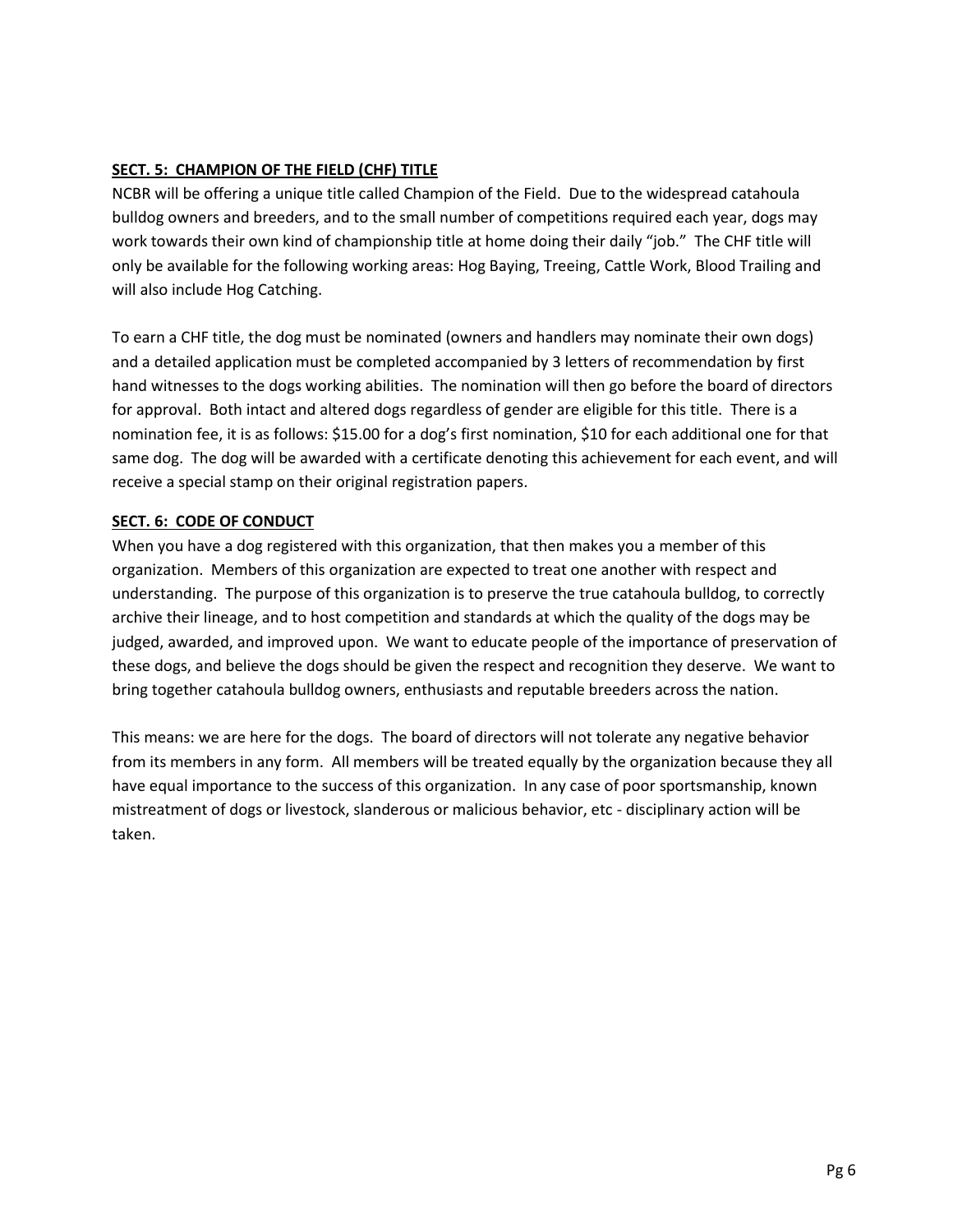**SECT. 5: CHAMPION OF THE FIELD (CHF) TITLE**

NCBR will be offering a unique title called Champion of the Field. Due to the widespread catahoula bulldog owners and breeders, and to the small number of competitions required each year, dogs may work towards their own kind of championship title at home doing their daily "job." The CHF title will only be available for the following working areas: Hog Baying, Treeing, Cattle Work, Blood Trailing and will also include Hog Catching.

To earn a CHF title, the dog must be nominated (owners and handlers may nominate their own dogs) and a detailed application must be completed accompanied by 3 letters of recommendation by first hand witnesses to the dogs working abilities. The nomination will then go before the board of directors for approval. Both intact and altered dogs regardless of gender are eligible for this title. There is a nomination fee, it is as follows: $15.00 for a dog's first nomination, $10 for each additional one for that same dog. The dog will be awarded with a certificate denoting this achievement for each event, and will receive a special stamp on their original registration papers.

**SECT. 6: CODE OF CONDUCT**

When you have a dog registered with this organization, that then makes you a member of this organization. Members of this organization are expected to treat one another with respect and understanding. The purpose of this organization is to preserve the true catahoula bulldog, to correctly archive their lineage, and to host competition and standards at which the quality of the dogs may be judged, awarded, and improved upon. We want to educate people of the importance of preservation of these dogs, and believe the dogs should be given the respect and recognition they deserve. We want to bring together catahoula bulldog owners, enthusiasts and reputable breeders across the nation.

This means: we are here for the dogs. The board of directors will not tolerate any negative behavior from its members in any form. All members will be treated equally by the organization because they all have equal importance to the success of this organization. In any case of poor sportsmanship, known mistreatment of dogs or livestock, slanderous or malicious behavior, etc - disciplinary action will be taken.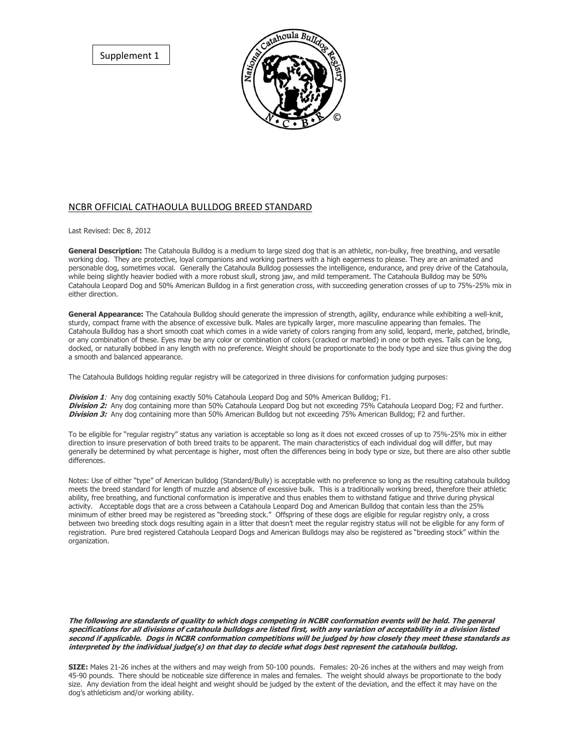Supplement 1

## NCBR OFFICIAL CATHAOULA BULLDOG BREED STANDARD

Last Revised: Dec 8, 2012

**General Description:** The Catahoula Bulldog is a medium to large sized dog that is an athletic, non-bulky, free breathing, and versatile working dog. They are protective, loyal companions and working partners with a high eagerness to please. They are an animated and personable dog, sometimes vocal. Generally the Catahoula Bulldog possesses the intelligence, endurance, and prey drive of the Catahoula, while being slightly heavier bodied with a more robust skull, strong jaw, and mild temperament. The Catahoula Bulldog may be 50% Catahoula Leopard Dog and 50% American Bulldog in a first generation cross, with succeeding generation crosses of up to 75%-25% mix in either direction.

**General Appearance:** The Catahoula Bulldog should generate the impression of strength, agility, endurance while exhibiting a well-knit, sturdy, compact frame with the absence of excessive bulk. Males are typically larger, more masculine appearing than females. The Catahoula Bulldog has a short smooth coat which comes in a wide variety of colors ranging from any solid, leopard, merle, patched, brindle, or any combination of these. Eyes may be any color or combination of colors (cracked or marbled) in one or both eyes. Tails can be long, docked, or naturally bobbed in any length with no preference. Weight should be proportionate to the body type and size thus giving the dog a smooth and balanced appearance.

The Catahoula Bulldogs holding regular registry will be categorized in three divisions for conformation judging purposes:

***Division 1***: Any dog containing exactly 50% Catahoula Leopard Dog and 50% American Bulldog; F1.
***Division 2:*** Any dog containing more than 50% Catahoula Leopard Dog but not exceeding 75% Catahoula Leopard Dog; F2 and further.
***Division 3:*** Any dog containing more than 50% American Bulldog but not exceeding 75% American Bulldog; F2 and further.

To be eligible for "regular registry" status any variation is acceptable so long as it does not exceed crosses of up to 75%-25% mix in either direction to insure preservation of both breed traits to be apparent. The main characteristics of each individual dog will differ, but may generally be determined by what percentage is higher, most often the differences being in body type or size, but there are also other subtle differences.

Notes: Use of either "type" of American bulldog (Standard/Bully) is acceptable with no preference so long as the resulting catahoula bulldog meets the breed standard for length of muzzle and absence of excessive bulk. This is a traditionally working breed, therefore their athletic ability, free breathing, and functional conformation is imperative and thus enables them to withstand fatigue and thrive during physical activity. Acceptable dogs that are a cross between a Catahoula Leopard Dog and American Bulldog that contain less than the 25% minimum of either breed may be registered as "breeding stock." Offspring of these dogs are eligible for regular registry only, a cross between two breeding stock dogs resulting again in a litter that doesn't meet the regular registry status will not be eligible for any form of registration. Pure bred registered Catahoula Leopard Dogs and American Bulldogs may also be registered as "breeding stock" within the organization.

***The following are standards of quality to which dogs competing in NCBR conformation events will be held. The general specifications for all divisions of catahoula bulldogs are listed first, with any variation of acceptability in a division listed second if applicable. Dogs in NCBR conformation competitions will be judged by how closely they meet these standards as interpreted by the individual judge(s) on that day to decide what dogs best represent the catahoula bulldog.***

**SIZE:** Males 21-26 inches at the withers and may weigh from 50-100 pounds. Females: 20-26 inches at the withers and may weigh from 45-90 pounds. There should be noticeable size difference in males and females. The weight should always be proportionate to the body size. Any deviation from the ideal height and weight should be judged by the extent of the deviation, and the effect it may have on the dog's athleticism and/or working ability.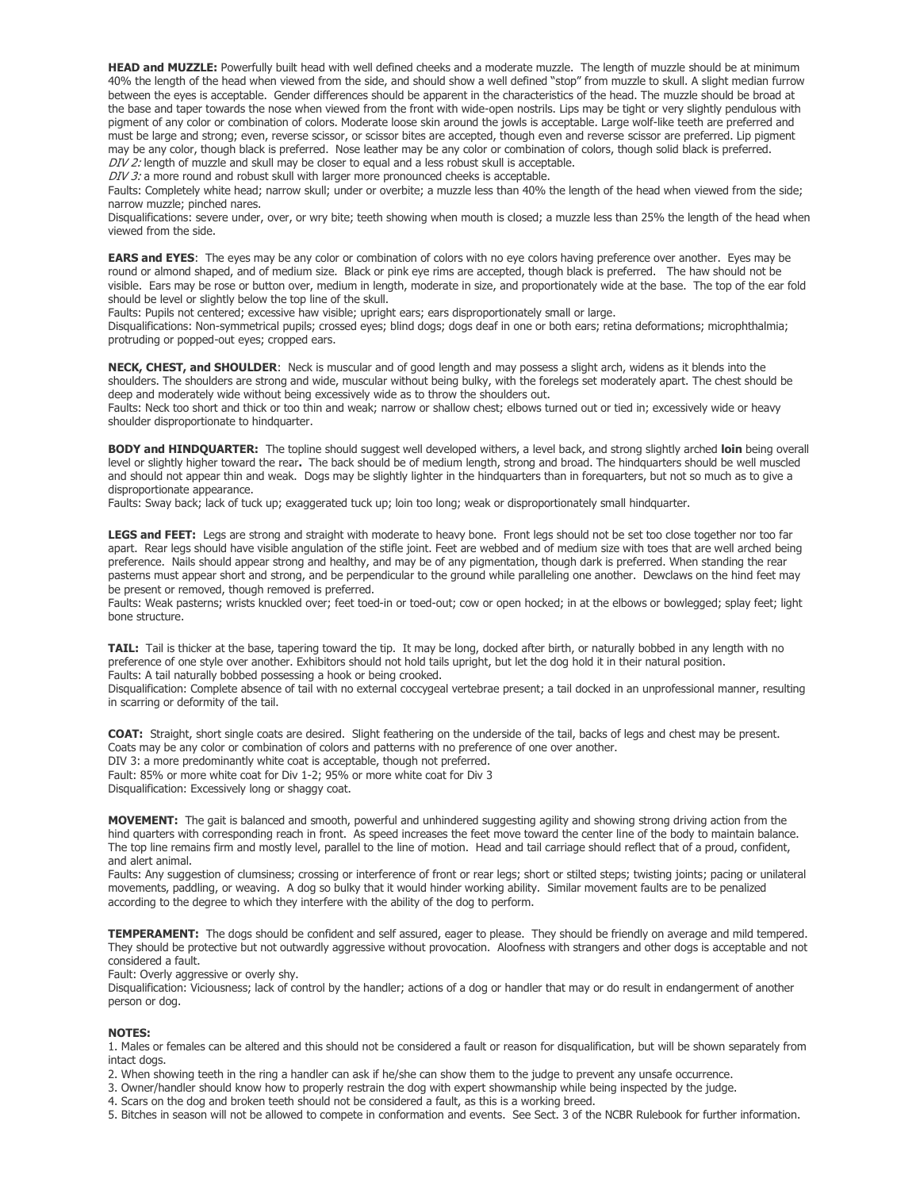**HEAD and MUZZLE:** Powerfully built head with well defined cheeks and a moderate muzzle. The length of muzzle should be at minimum 40% the length of the head when viewed from the side, and should show a well defined "stop" from muzzle to skull. A slight median furrow between the eyes is acceptable. Gender differences should be apparent in the characteristics of the head. The muzzle should be broad at the base and taper towards the nose when viewed from the front with wide-open nostrils. Lips may be tight or very slightly pendulous with pigment of any color or combination of colors. Moderate loose skin around the jowls is acceptable. Large wolf-like teeth are preferred and must be large and strong; even, reverse scissor, or scissor bites are accepted, though even and reverse scissor are preferred. Lip pigment may be any color, though black is preferred. Nose leather may be any color or combination of colors, though solid black is preferred.
*DIV 2:* length of muzzle and skull may be closer to equal and a less robust skull is acceptable.
*DIV 3:* a more round and robust skull with larger more pronounced cheeks is acceptable.
Faults: Completely white head; narrow skull; under or overbite; a muzzle less than 40% the length of the head when viewed from the side; narrow muzzle; pinched nares.
Disqualifications: severe under, over, or wry bite; teeth showing when mouth is closed; a muzzle less than 25% the length of the head when viewed from the side.

**EARS and EYES**: The eyes may be any color or combination of colors with no eye colors having preference over another. Eyes may be round or almond shaped, and of medium size. Black or pink eye rims are accepted, though black is preferred. The haw should not be visible. Ears may be rose or button over, medium in length, moderate in size, and proportionately wide at the base. The top of the ear fold should be level or slightly below the top line of the skull.
Faults: Pupils not centered; excessive haw visible; upright ears; ears disproportionately small or large.
Disqualifications: Non-symmetrical pupils; crossed eyes; blind dogs; dogs deaf in one or both ears; retina deformations; microphthalmia; protruding or popped-out eyes; cropped ears.

**NECK, CHEST, and SHOULDER**: Neck is muscular and of good length and may possess a slight arch, widens as it blends into the shoulders. The shoulders are strong and wide, muscular without being bulky, with the forelegs set moderately apart. The chest should be deep and moderately wide without being excessively wide as to throw the shoulders out.
Faults: Neck too short and thick or too thin and weak; narrow or shallow chest; elbows turned out or tied in; excessively wide or heavy shoulder disproportionate to hindquarter.

**BODY and HINDQUARTER:** The topline should suggest well developed withers, a level back, and strong slightly arched **loin** being overall level or slightly higher toward the rear**.** The back should be of medium length, strong and broad. The hindquarters should be well muscled and should not appear thin and weak. Dogs may be slightly lighter in the hindquarters than in forequarters, but not so much as to give a disproportionate appearance.
Faults: Sway back; lack of tuck up; exaggerated tuck up; loin too long; weak or disproportionately small hindquarter.

**LEGS and FEET:** Legs are strong and straight with moderate to heavy bone. Front legs should not be set too close together nor too far apart. Rear legs should have visible angulation of the stifle joint. Feet are webbed and of medium size with toes that are well arched being preference. Nails should appear strong and healthy, and may be of any pigmentation, though dark is preferred. When standing the rear pasterns must appear short and strong, and be perpendicular to the ground while paralleling one another. Dewclaws on the hind feet may be present or removed, though removed is preferred.
Faults: Weak pasterns; wrists knuckled over; feet toed-in or toed-out; cow or open hocked; in at the elbows or bowlegged; splay feet; light bone structure.

**TAIL:** Tail is thicker at the base, tapering toward the tip. It may be long, docked after birth, or naturally bobbed in any length with no preference of one style over another. Exhibitors should not hold tails upright, but let the dog hold it in their natural position.
Faults: A tail naturally bobbed possessing a hook or being crooked.
Disqualification: Complete absence of tail with no external coccygeal vertebrae present; a tail docked in an unprofessional manner, resulting in scarring or deformity of the tail.

**COAT:** Straight, short single coats are desired. Slight feathering on the underside of the tail, backs of legs and chest may be present. Coats may be any color or combination of colors and patterns with no preference of one over another.
DIV 3: a more predominantly white coat is acceptable, though not preferred.
Fault: 85% or more white coat for Div 1-2; 95% or more white coat for Div 3
Disqualification: Excessively long or shaggy coat.

**MOVEMENT:** The gait is balanced and smooth, powerful and unhindered suggesting agility and showing strong driving action from the hind quarters with corresponding reach in front. As speed increases the feet move toward the center line of the body to maintain balance. The top line remains firm and mostly level, parallel to the line of motion. Head and tail carriage should reflect that of a proud, confident, and alert animal.
Faults: Any suggestion of clumsiness; crossing or interference of front or rear legs; short or stilted steps; twisting joints; pacing or unilateral movements, paddling, or weaving. A dog so bulky that it would hinder working ability. Similar movement faults are to be penalized according to the degree to which they interfere with the ability of the dog to perform.

**TEMPERAMENT:** The dogs should be confident and self assured, eager to please. They should be friendly on average and mild tempered. They should be protective but not outwardly aggressive without provocation. Aloofness with strangers and other dogs is acceptable and not considered a fault.
Fault: Overly aggressive or overly shy.
Disqualification: Viciousness; lack of control by the handler; actions of a dog or handler that may or do result in endangerment of another person or dog.

**NOTES:**

1. Males or females can be altered and this should not be considered a fault or reason for disqualification, but will be shown separately from intact dogs.
2. When showing teeth in the ring a handler can ask if he/she can show them to the judge to prevent any unsafe occurrence.
3. Owner/handler should know how to properly restrain the dog with expert showmanship while being inspected by the judge.
4. Scars on the dog and broken teeth should not be considered a fault, as this is a working breed.
5. Bitches in season will not be allowed to compete in conformation and events. See Sect. 3 of the NCBR Rulebook for further information.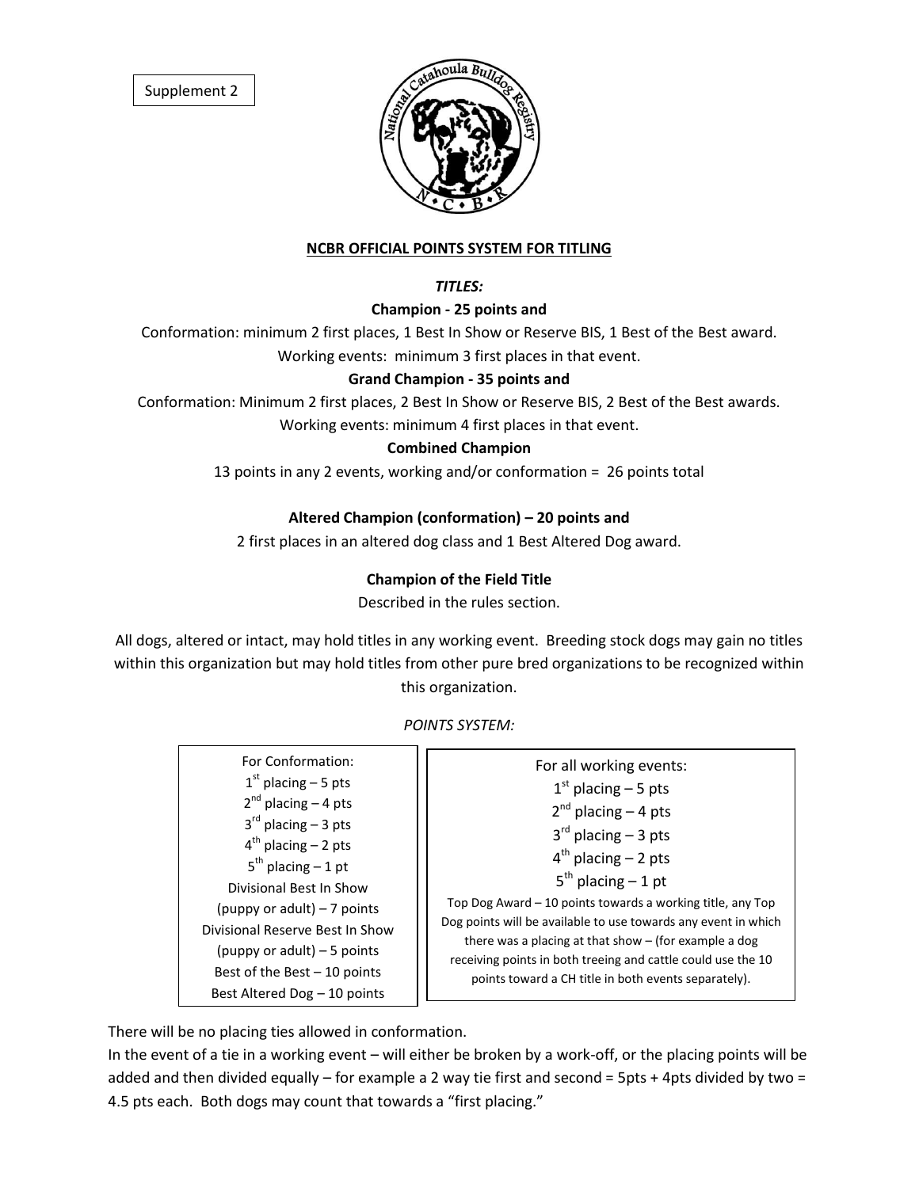Supplement 2

## NCBR OFFICIAL POINTS SYSTEM FOR TITLING

*TITLES:*

**Champion - 25 points and**

Conformation: minimum 2 first places, 1 Best In Show or Reserve BIS, 1 Best of the Best award.

Working events: minimum 3 first places in that event.

**Grand Champion - 35 points and**

Conformation: Minimum 2 first places, 2 Best In Show or Reserve BIS, 2 Best of the Best awards.

Working events: minimum 4 first places in that event.

**Combined Champion**

13 points in any 2 events, working and/or conformation = 26 points total

**Altered Champion (conformation) – 20 points and**

2 first places in an altered dog class and 1 Best Altered Dog award.

**Champion of the Field Title**

Described in the rules section.

All dogs, altered or intact, may hold titles in any working event. Breeding stock dogs may gain no titles within this organization but may hold titles from other pure bred organizations to be recognized within this organization.

*POINTS SYSTEM:*

For Conformation:

- 1st placing – 5 pts
- 2nd placing – 4 pts
- 3rd placing – 3 pts
- 4th placing – 2 pts
- 5th placing – 1 pt
- Divisional Best In Show (puppy or adult) – 7 points
- Divisional Reserve Best In Show (puppy or adult) – 5 points
- Best of the Best – 10 points
- Best Altered Dog – 10 points

For all working events:

- 1st placing – 5 pts
- 2nd placing – 4 pts
- 3rd placing – 3 pts
- 4th placing – 2 pts
- 5th placing – 1 pt

Top Dog Award – 10 points towards a working title, any Top Dog points will be available to use towards any event in which there was a placing at that show – (for example a dog receiving points in both treeing and cattle could use the 10 points toward a CH title in both events separately).

There will be no placing ties allowed in conformation.

In the event of a tie in a working event – will either be broken by a work-off, or the placing points will be added and then divided equally – for example a 2 way tie first and second = 5pts + 4pts divided by two = 4.5 pts each. Both dogs may count that towards a "first placing."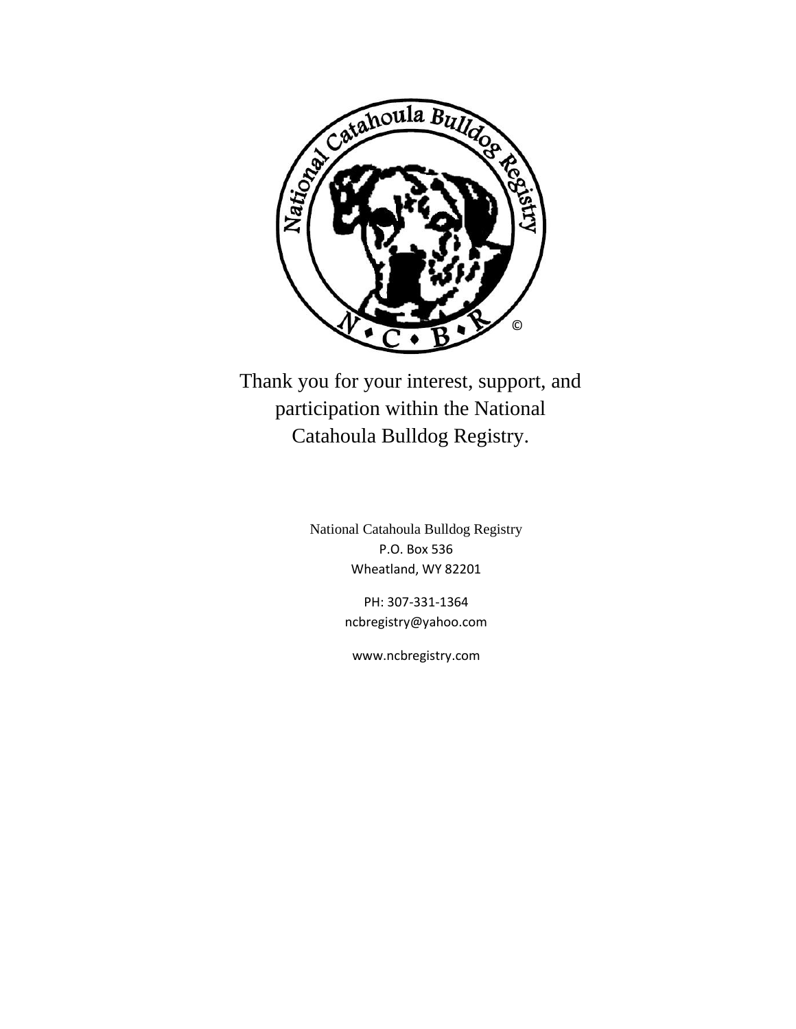Thank you for your interest, support, and participation within the National Catahoula Bulldog Registry.

National Catahoula Bulldog Registry
P.O. Box 536
Wheatland, WY 82201

PH: 307-331-1364
ncbregistry@yahoo.com

www.ncbregistry.com